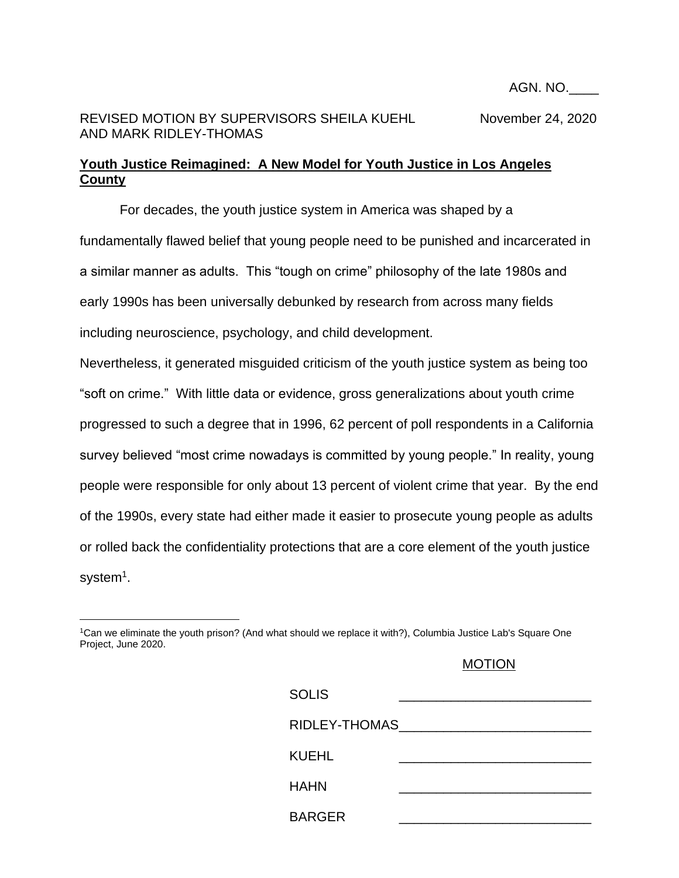AGN. NO.____

REVISED MOTION BY SUPERVISORS SHEILA KUEHL AND MARK RIDLEY-THOMAS

November 24, 2020

## **Youth Justice Reimagined: A New Model for Youth Justice in Los Angeles County**

For decades, the youth justice system in America was shaped by a fundamentally flawed belief that young people need to be punished and incarcerated in a similar manner as adults. This "tough on crime" philosophy of the late 1980s and early 1990s has been universally debunked by research from across many fields including neuroscience, psychology, and child development.

Nevertheless, it generated misguided criticism of the youth justice system as being too "soft on crime." With little data or evidence, gross generalizations about youth crime progressed to such a degree that in 1996, 62 percent of poll respondents in a California survey believed "most crime nowadays is committed by young people." In reality, young people were responsible for only about 13 percent of violent crime that year. By the end of the 1990s, every state had either made it easier to prosecute young people as adults or rolled back the confidentiality protections that are a core element of the youth justice system[1].

[1] Can we eliminate the youth prison? (And what should we replace it with?), Columbia Justice Lab's Square One Project, June 2020.

MOTION

| | |
|---|---|
| SOLIS | ______________________ |
| RIDLEY-THOMAS | ______________________ |
| KUEHL | ______________________ |
| HAHN | ______________________ |
| BARGER | ______________________ |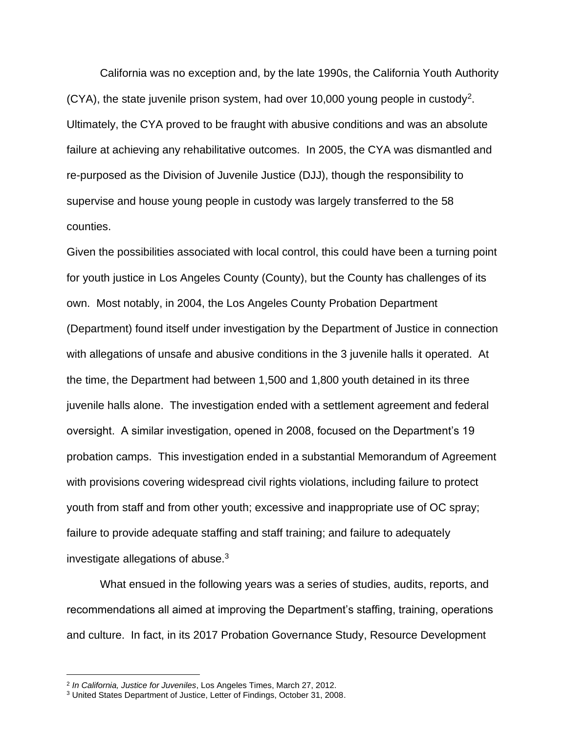California was no exception and, by the late 1990s, the California Youth Authority (CYA), the state juvenile prison system, had over 10,000 young people in custody[2]. Ultimately, the CYA proved to be fraught with abusive conditions and was an absolute failure at achieving any rehabilitative outcomes. In 2005, the CYA was dismantled and re-purposed as the Division of Juvenile Justice (DJJ), though the responsibility to supervise and house young people in custody was largely transferred to the 58 counties.

Given the possibilities associated with local control, this could have been a turning point for youth justice in Los Angeles County (County), but the County has challenges of its own. Most notably, in 2004, the Los Angeles County Probation Department (Department) found itself under investigation by the Department of Justice in connection with allegations of unsafe and abusive conditions in the 3 juvenile halls it operated. At the time, the Department had between 1,500 and 1,800 youth detained in its three juvenile halls alone. The investigation ended with a settlement agreement and federal oversight. A similar investigation, opened in 2008, focused on the Department's 19 probation camps. This investigation ended in a substantial Memorandum of Agreement with provisions covering widespread civil rights violations, including failure to protect youth from staff and from other youth; excessive and inappropriate use of OC spray; failure to provide adequate staffing and staff training; and failure to adequately investigate allegations of abuse.[3]

What ensued in the following years was a series of studies, audits, reports, and recommendations all aimed at improving the Department's staffing, training, operations and culture. In fact, in its 2017 Probation Governance Study, Resource Development

---

[2] *In California, Justice for Juveniles*, Los Angeles Times, March 27, 2012.

[3] United States Department of Justice, Letter of Findings, October 31, 2008.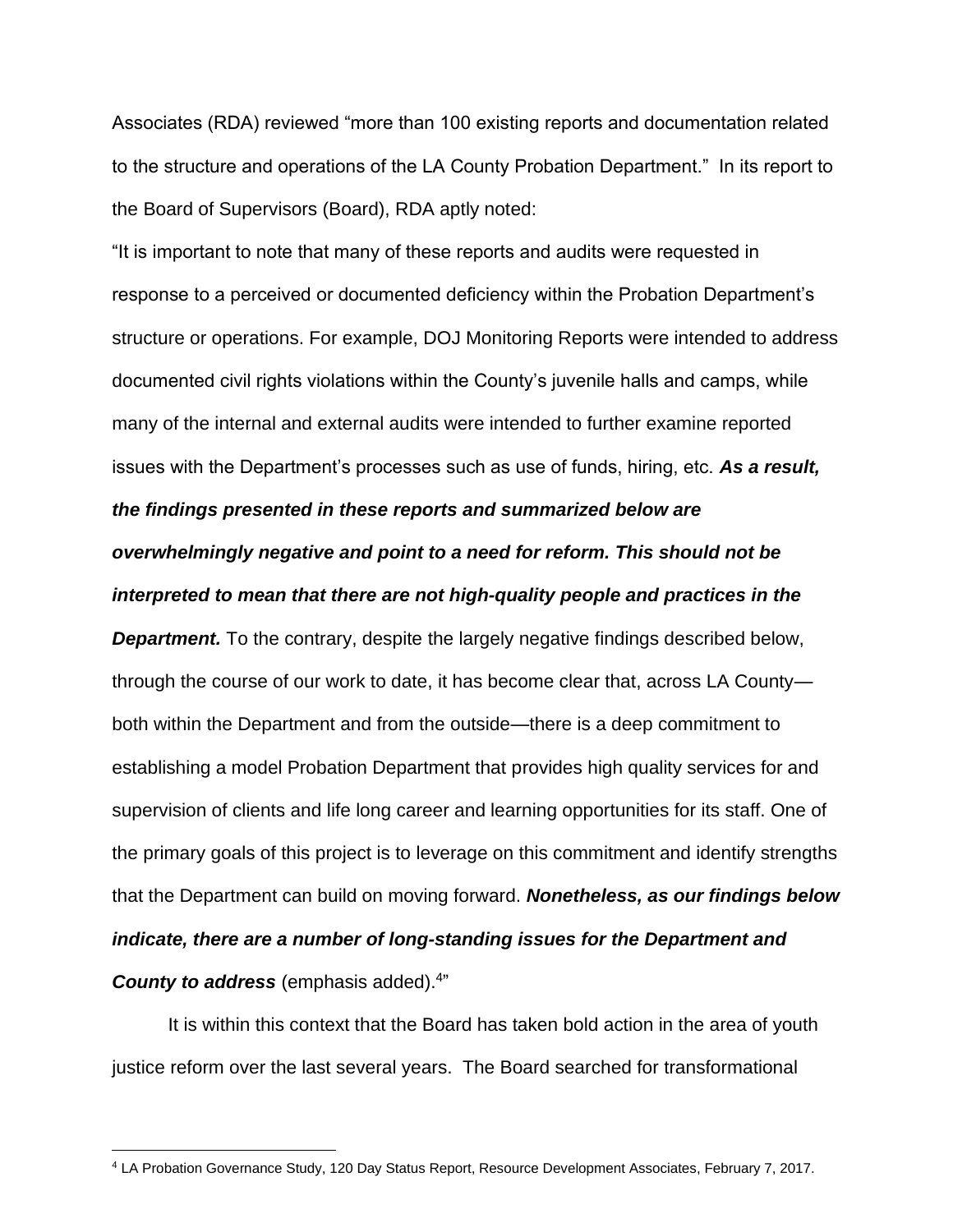Associates (RDA) reviewed "more than 100 existing reports and documentation related to the structure and operations of the LA County Probation Department." In its report to the Board of Supervisors (Board), RDA aptly noted:

"It is important to note that many of these reports and audits were requested in response to a perceived or documented deficiency within the Probation Department's structure or operations. For example, DOJ Monitoring Reports were intended to address documented civil rights violations within the County's juvenile halls and camps, while many of the internal and external audits were intended to further examine reported issues with the Department's processes such as use of funds, hiring, etc. ***As a result, the findings presented in these reports and summarized below are overwhelmingly negative and point to a need for reform. This should not be interpreted to mean that there are not high-quality people and practices in the Department.*** To the contrary, despite the largely negative findings described below, through the course of our work to date, it has become clear that, across LA County—both within the Department and from the outside—there is a deep commitment to establishing a model Probation Department that provides high quality services for and supervision of clients and life long career and learning opportunities for its staff. One of the primary goals of this project is to leverage on this commitment and identify strengths that the Department can build on moving forward. ***Nonetheless, as our findings below indicate, there are a number of long-standing issues for the Department and County to address*** (emphasis added).[4]"

It is within this context that the Board has taken bold action in the area of youth justice reform over the last several years. The Board searched for transformational

---

[4] LA Probation Governance Study, 120 Day Status Report, Resource Development Associates, February 7, 2017.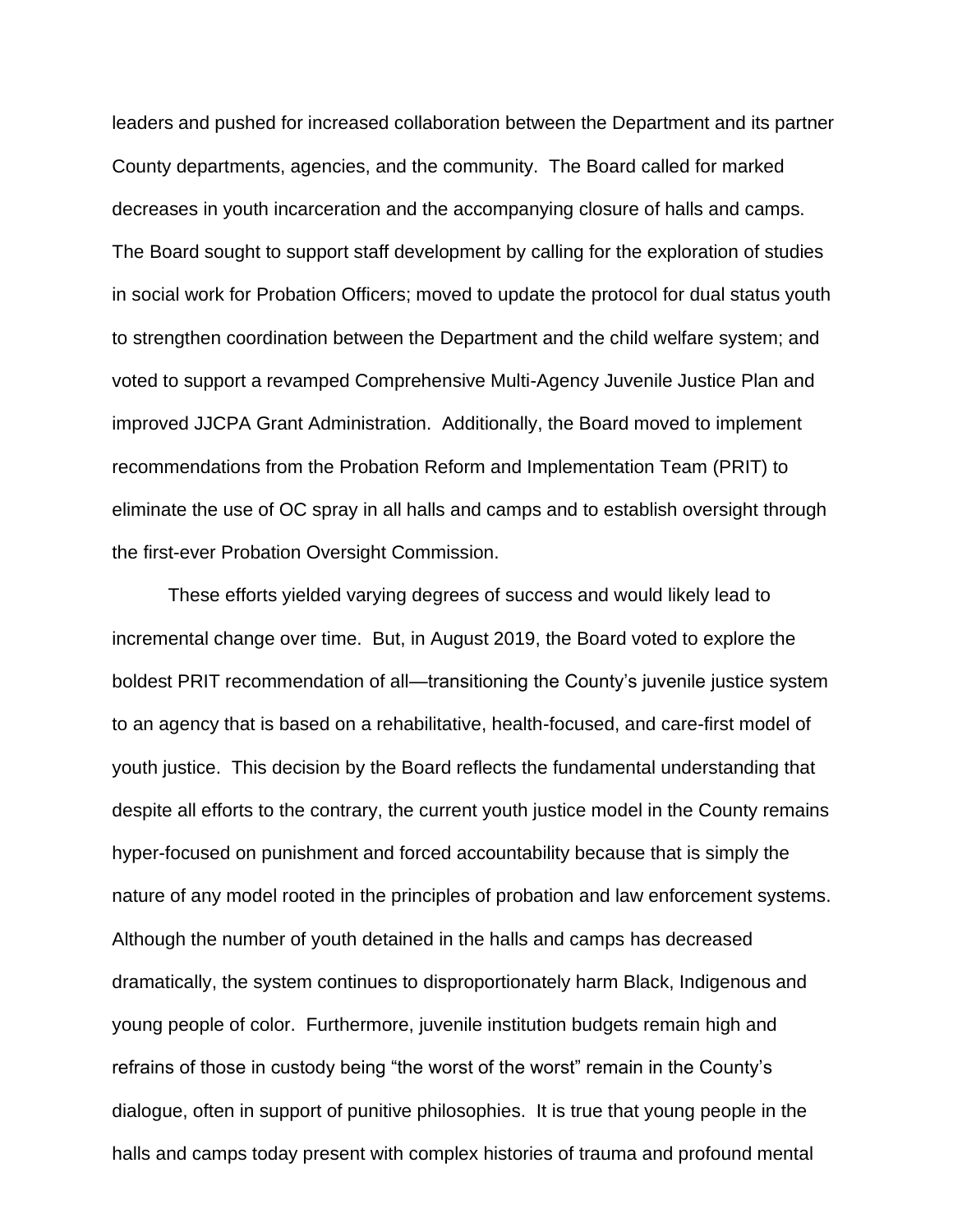leaders and pushed for increased collaboration between the Department and its partner County departments, agencies, and the community. The Board called for marked decreases in youth incarceration and the accompanying closure of halls and camps. The Board sought to support staff development by calling for the exploration of studies in social work for Probation Officers; moved to update the protocol for dual status youth to strengthen coordination between the Department and the child welfare system; and voted to support a revamped Comprehensive Multi-Agency Juvenile Justice Plan and improved JJCPA Grant Administration. Additionally, the Board moved to implement recommendations from the Probation Reform and Implementation Team (PRIT) to eliminate the use of OC spray in all halls and camps and to establish oversight through the first-ever Probation Oversight Commission.

These efforts yielded varying degrees of success and would likely lead to incremental change over time. But, in August 2019, the Board voted to explore the boldest PRIT recommendation of all—transitioning the County's juvenile justice system to an agency that is based on a rehabilitative, health-focused, and care-first model of youth justice. This decision by the Board reflects the fundamental understanding that despite all efforts to the contrary, the current youth justice model in the County remains hyper-focused on punishment and forced accountability because that is simply the nature of any model rooted in the principles of probation and law enforcement systems. Although the number of youth detained in the halls and camps has decreased dramatically, the system continues to disproportionately harm Black, Indigenous and young people of color. Furthermore, juvenile institution budgets remain high and refrains of those in custody being "the worst of the worst" remain in the County's dialogue, often in support of punitive philosophies. It is true that young people in the halls and camps today present with complex histories of trauma and profound mental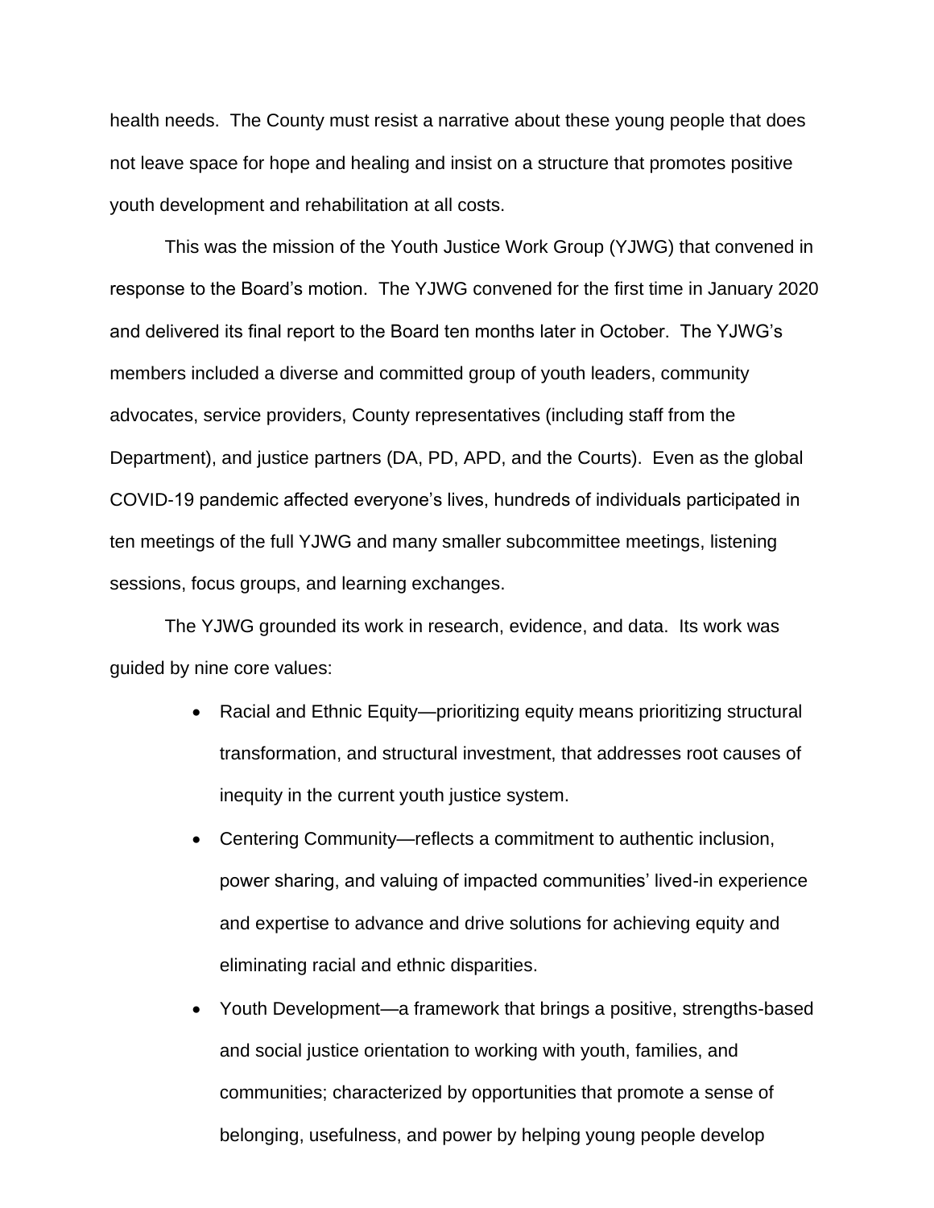health needs. The County must resist a narrative about these young people that does not leave space for hope and healing and insist on a structure that promotes positive youth development and rehabilitation at all costs.

This was the mission of the Youth Justice Work Group (YJWG) that convened in response to the Board's motion. The YJWG convened for the first time in January 2020 and delivered its final report to the Board ten months later in October. The YJWG's members included a diverse and committed group of youth leaders, community advocates, service providers, County representatives (including staff from the Department), and justice partners (DA, PD, APD, and the Courts). Even as the global COVID-19 pandemic affected everyone's lives, hundreds of individuals participated in ten meetings of the full YJWG and many smaller subcommittee meetings, listening sessions, focus groups, and learning exchanges.

The YJWG grounded its work in research, evidence, and data. Its work was guided by nine core values:

- Racial and Ethnic Equity—prioritizing equity means prioritizing structural transformation, and structural investment, that addresses root causes of inequity in the current youth justice system.
- Centering Community—reflects a commitment to authentic inclusion, power sharing, and valuing of impacted communities' lived-in experience and expertise to advance and drive solutions for achieving equity and eliminating racial and ethnic disparities.
- Youth Development—a framework that brings a positive, strengths-based and social justice orientation to working with youth, families, and communities; characterized by opportunities that promote a sense of belonging, usefulness, and power by helping young people develop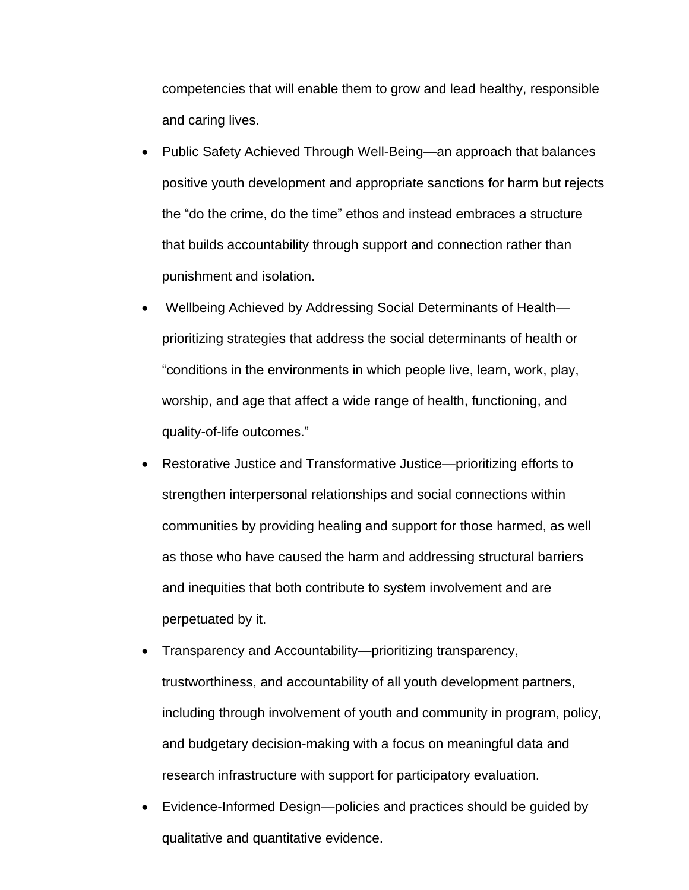competencies that will enable them to grow and lead healthy, responsible and caring lives.

- Public Safety Achieved Through Well-Being—an approach that balances positive youth development and appropriate sanctions for harm but rejects the "do the crime, do the time" ethos and instead embraces a structure that builds accountability through support and connection rather than punishment and isolation.
- Wellbeing Achieved by Addressing Social Determinants of Health—prioritizing strategies that address the social determinants of health or "conditions in the environments in which people live, learn, work, play, worship, and age that affect a wide range of health, functioning, and quality-of-life outcomes."
- Restorative Justice and Transformative Justice—prioritizing efforts to strengthen interpersonal relationships and social connections within communities by providing healing and support for those harmed, as well as those who have caused the harm and addressing structural barriers and inequities that both contribute to system involvement and are perpetuated by it.
- Transparency and Accountability—prioritizing transparency, trustworthiness, and accountability of all youth development partners, including through involvement of youth and community in program, policy, and budgetary decision-making with a focus on meaningful data and research infrastructure with support for participatory evaluation.
- Evidence-Informed Design—policies and practices should be guided by qualitative and quantitative evidence.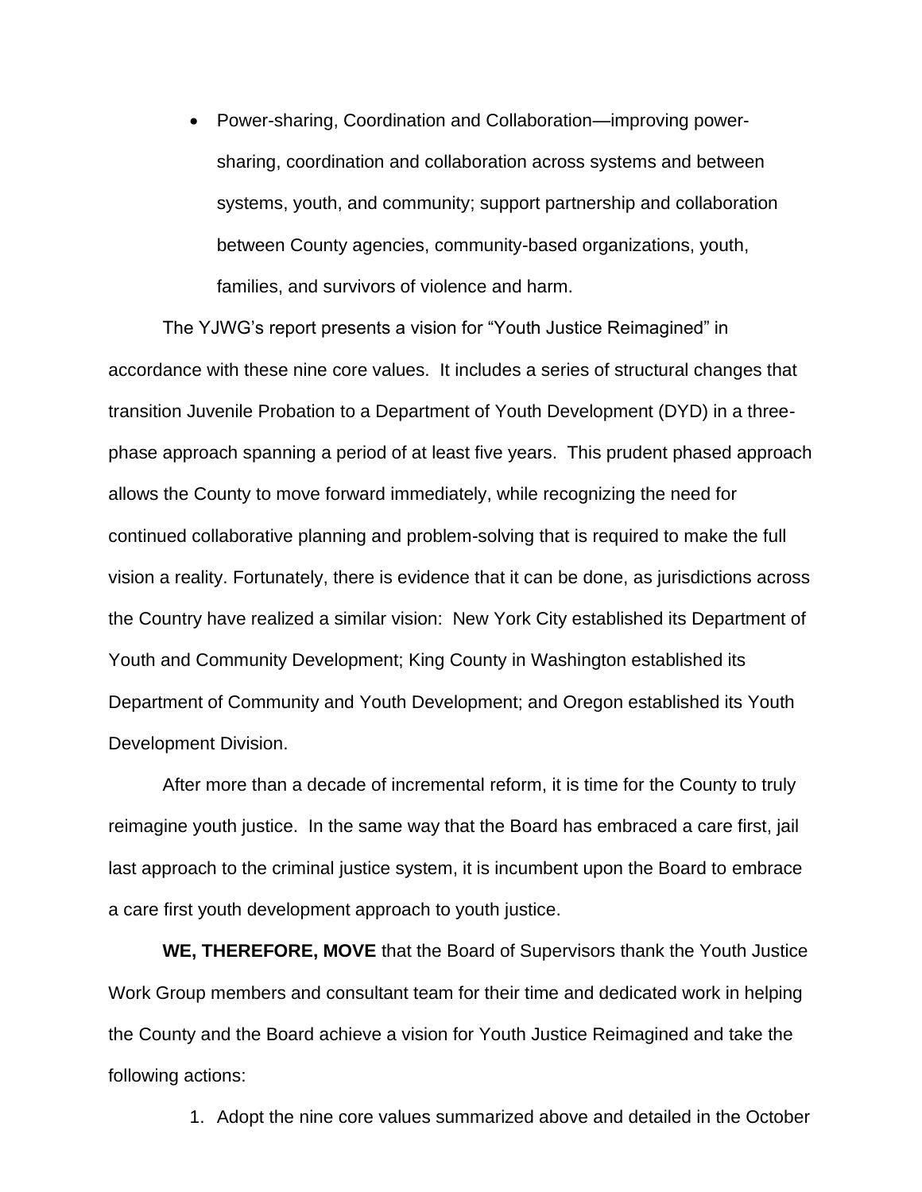- Power-sharing, Coordination and Collaboration—improving power-sharing, coordination and collaboration across systems and between systems, youth, and community; support partnership and collaboration between County agencies, community-based organizations, youth, families, and survivors of violence and harm.

The YJWG's report presents a vision for "Youth Justice Reimagined" in accordance with these nine core values. It includes a series of structural changes that transition Juvenile Probation to a Department of Youth Development (DYD) in a three-phase approach spanning a period of at least five years. This prudent phased approach allows the County to move forward immediately, while recognizing the need for continued collaborative planning and problem-solving that is required to make the full vision a reality. Fortunately, there is evidence that it can be done, as jurisdictions across the Country have realized a similar vision: New York City established its Department of Youth and Community Development; King County in Washington established its Department of Community and Youth Development; and Oregon established its Youth Development Division.

After more than a decade of incremental reform, it is time for the County to truly reimagine youth justice. In the same way that the Board has embraced a care first, jail last approach to the criminal justice system, it is incumbent upon the Board to embrace a care first youth development approach to youth justice.

**WE, THEREFORE, MOVE** that the Board of Supervisors thank the Youth Justice Work Group members and consultant team for their time and dedicated work in helping the County and the Board achieve a vision for Youth Justice Reimagined and take the following actions:

1. Adopt the nine core values summarized above and detailed in the October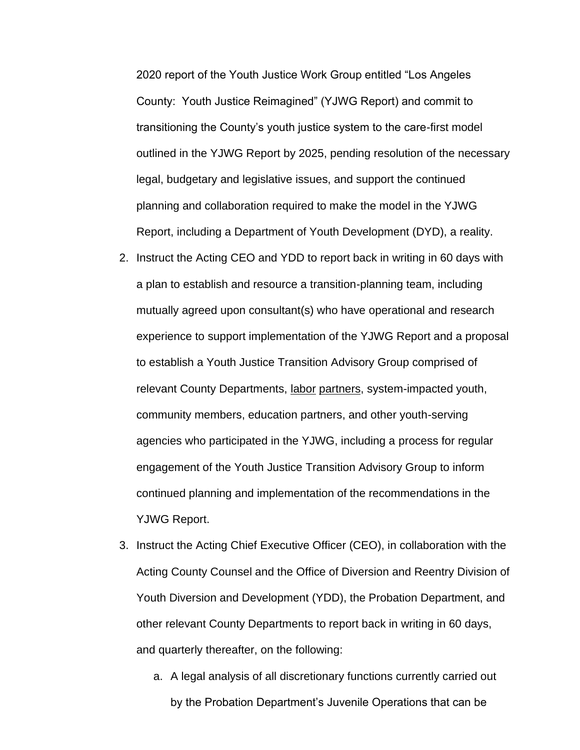2020 report of the Youth Justice Work Group entitled "Los Angeles County: Youth Justice Reimagined" (YJWG Report) and commit to transitioning the County's youth justice system to the care-first model outlined in the YJWG Report by 2025, pending resolution of the necessary legal, budgetary and legislative issues, and support the continued planning and collaboration required to make the model in the YJWG Report, including a Department of Youth Development (DYD), a reality.

2. Instruct the Acting CEO and YDD to report back in writing in 60 days with a plan to establish and resource a transition-planning team, including mutually agreed upon consultant(s) who have operational and research experience to support implementation of the YJWG Report and a proposal to establish a Youth Justice Transition Advisory Group comprised of relevant County Departments, labor partners, system-impacted youth, community members, education partners, and other youth-serving agencies who participated in the YJWG, including a process for regular engagement of the Youth Justice Transition Advisory Group to inform continued planning and implementation of the recommendations in the YJWG Report.

3. Instruct the Acting Chief Executive Officer (CEO), in collaboration with the Acting County Counsel and the Office of Diversion and Reentry Division of Youth Diversion and Development (YDD), the Probation Department, and other relevant County Departments to report back in writing in 60 days, and quarterly thereafter, on the following:

    a. A legal analysis of all discretionary functions currently carried out by the Probation Department's Juvenile Operations that can be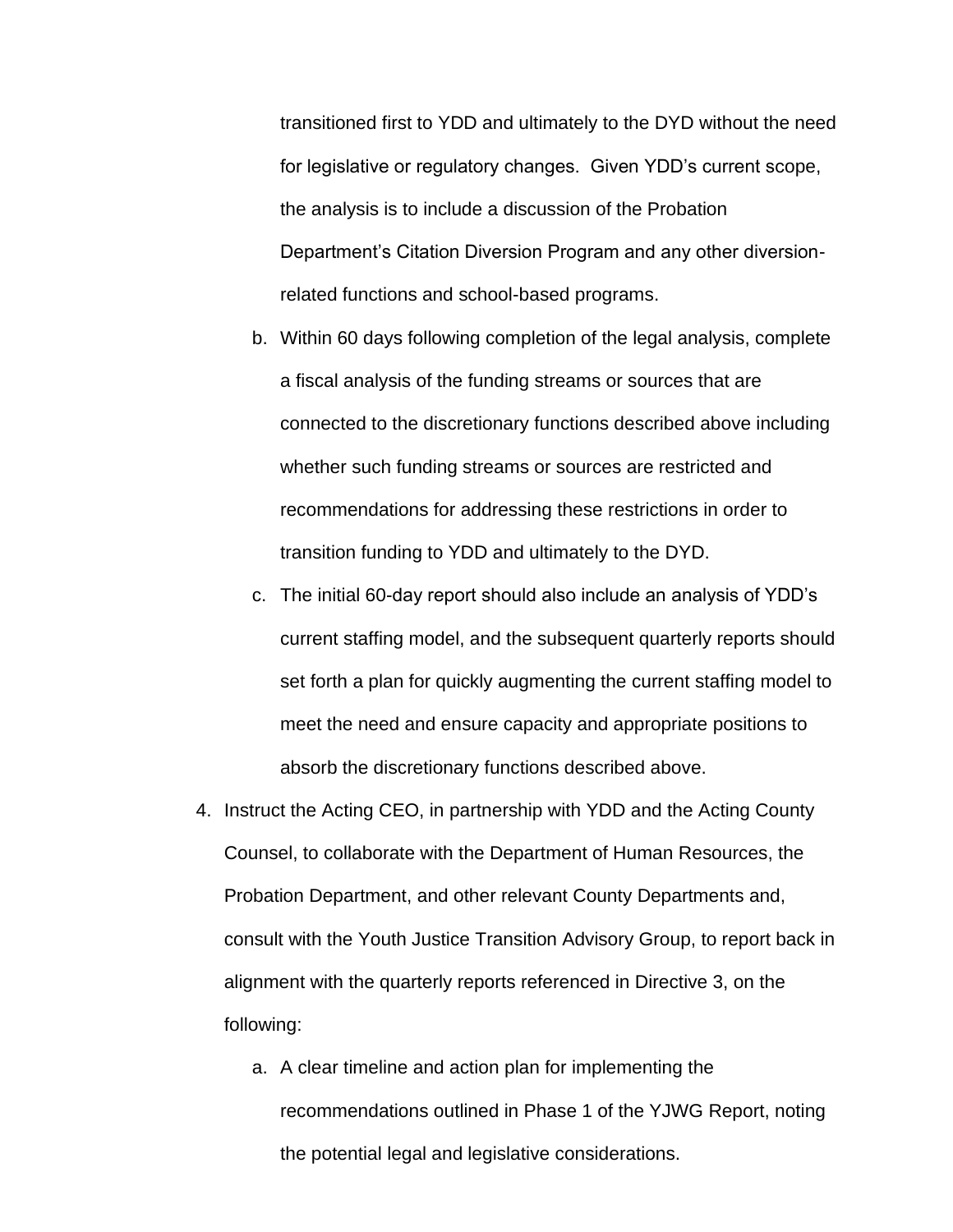transitioned first to YDD and ultimately to the DYD without the need for legislative or regulatory changes. Given YDD's current scope, the analysis is to include a discussion of the Probation Department's Citation Diversion Program and any other diversion-related functions and school-based programs.

   b. Within 60 days following completion of the legal analysis, complete a fiscal analysis of the funding streams or sources that are connected to the discretionary functions described above including whether such funding streams or sources are restricted and recommendations for addressing these restrictions in order to transition funding to YDD and ultimately to the DYD.

   c. The initial 60-day report should also include an analysis of YDD's current staffing model, and the subsequent quarterly reports should set forth a plan for quickly augmenting the current staffing model to meet the need and ensure capacity and appropriate positions to absorb the discretionary functions described above.

4. Instruct the Acting CEO, in partnership with YDD and the Acting County Counsel, to collaborate with the Department of Human Resources, the Probation Department, and other relevant County Departments and, consult with the Youth Justice Transition Advisory Group, to report back in alignment with the quarterly reports referenced in Directive 3, on the following:

   a. A clear timeline and action plan for implementing the recommendations outlined in Phase 1 of the YJWG Report, noting the potential legal and legislative considerations.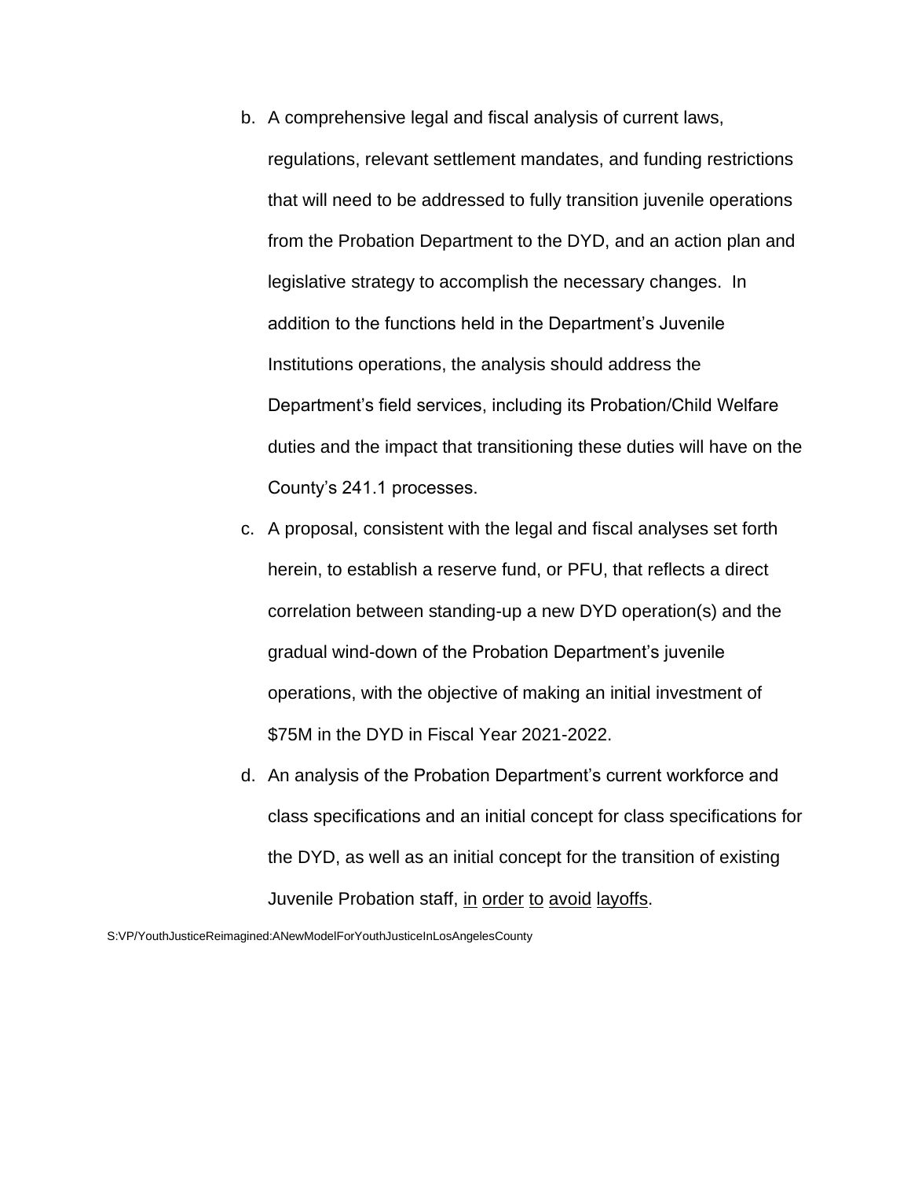b. A comprehensive legal and fiscal analysis of current laws, regulations, relevant settlement mandates, and funding restrictions that will need to be addressed to fully transition juvenile operations from the Probation Department to the DYD, and an action plan and legislative strategy to accomplish the necessary changes. In addition to the functions held in the Department's Juvenile Institutions operations, the analysis should address the Department's field services, including its Probation/Child Welfare duties and the impact that transitioning these duties will have on the County's 241.1 processes.

c. A proposal, consistent with the legal and fiscal analyses set forth herein, to establish a reserve fund, or PFU, that reflects a direct correlation between standing-up a new DYD operation(s) and the gradual wind-down of the Probation Department's juvenile operations, with the objective of making an initial investment of $75M in the DYD in Fiscal Year 2021-2022.

d. An analysis of the Probation Department's current workforce and class specifications and an initial concept for class specifications for the DYD, as well as an initial concept for the transition of existing Juvenile Probation staff, <u>in order to avoid layoffs</u>.

S:VP/YouthJusticeReimagined:ANewModelForYouthJusticeInLosAngelesCounty